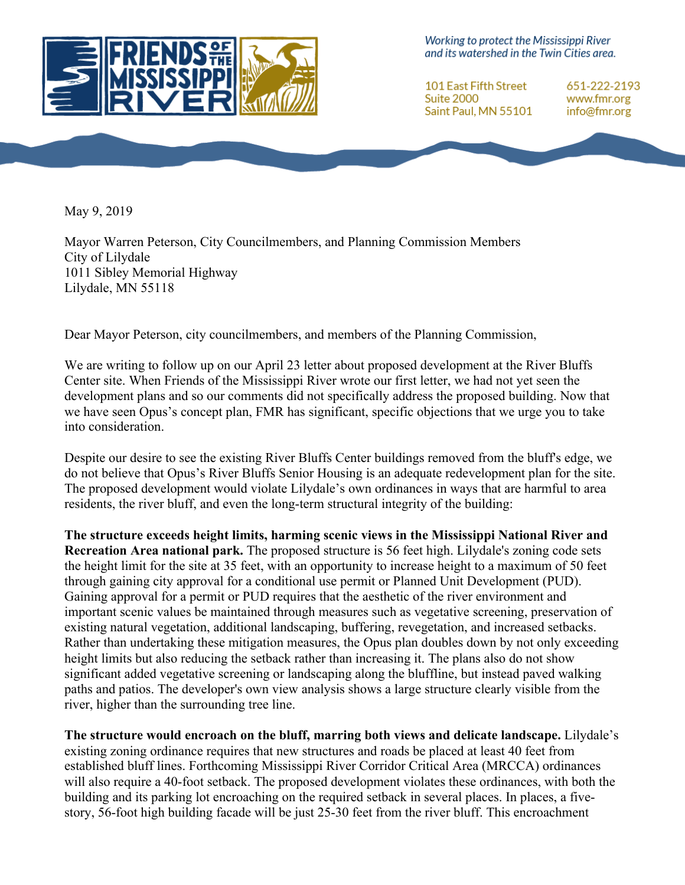Working to protect the Mississippi River and its watershed in the Twin Cities area.

101 East Fifth Street
Suite 2000
Saint Paul, MN 55101

651-222-2193
www.fmr.org
info@fmr.org

May 9, 2019

Mayor Warren Peterson, City Councilmembers, and Planning Commission Members
City of Lilydale
1011 Sibley Memorial Highway
Lilydale, MN 55118

Dear Mayor Peterson, city councilmembers, and members of the Planning Commission,

We are writing to follow up on our April 23 letter about proposed development at the River Bluffs Center site. When Friends of the Mississippi River wrote our first letter, we had not yet seen the development plans and so our comments did not specifically address the proposed building. Now that we have seen Opus's concept plan, FMR has significant, specific objections that we urge you to take into consideration.

Despite our desire to see the existing River Bluffs Center buildings removed from the bluff's edge, we do not believe that Opus's River Bluffs Senior Housing is an adequate redevelopment plan for the site. The proposed development would violate Lilydale's own ordinances in ways that are harmful to area residents, the river bluff, and even the long-term structural integrity of the building:

**The structure exceeds height limits, harming scenic views in the Mississippi National River and Recreation Area national park.** The proposed structure is 56 feet high. Lilydale's zoning code sets the height limit for the site at 35 feet, with an opportunity to increase height to a maximum of 50 feet through gaining city approval for a conditional use permit or Planned Unit Development (PUD). Gaining approval for a permit or PUD requires that the aesthetic of the river environment and important scenic values be maintained through measures such as vegetative screening, preservation of existing natural vegetation, additional landscaping, buffering, revegetation, and increased setbacks. Rather than undertaking these mitigation measures, the Opus plan doubles down by not only exceeding height limits but also reducing the setback rather than increasing it. The plans also do not show significant added vegetative screening or landscaping along the bluffline, but instead paved walking paths and patios. The developer's own view analysis shows a large structure clearly visible from the river, higher than the surrounding tree line.

**The structure would encroach on the bluff, marring both views and delicate landscape.** Lilydale's existing zoning ordinance requires that new structures and roads be placed at least 40 feet from established bluff lines. Forthcoming Mississippi River Corridor Critical Area (MRCCA) ordinances will also require a 40-foot setback. The proposed development violates these ordinances, with both the building and its parking lot encroaching on the required setback in several places. In places, a five-story, 56-foot high building facade will be just 25-30 feet from the river bluff. This encroachment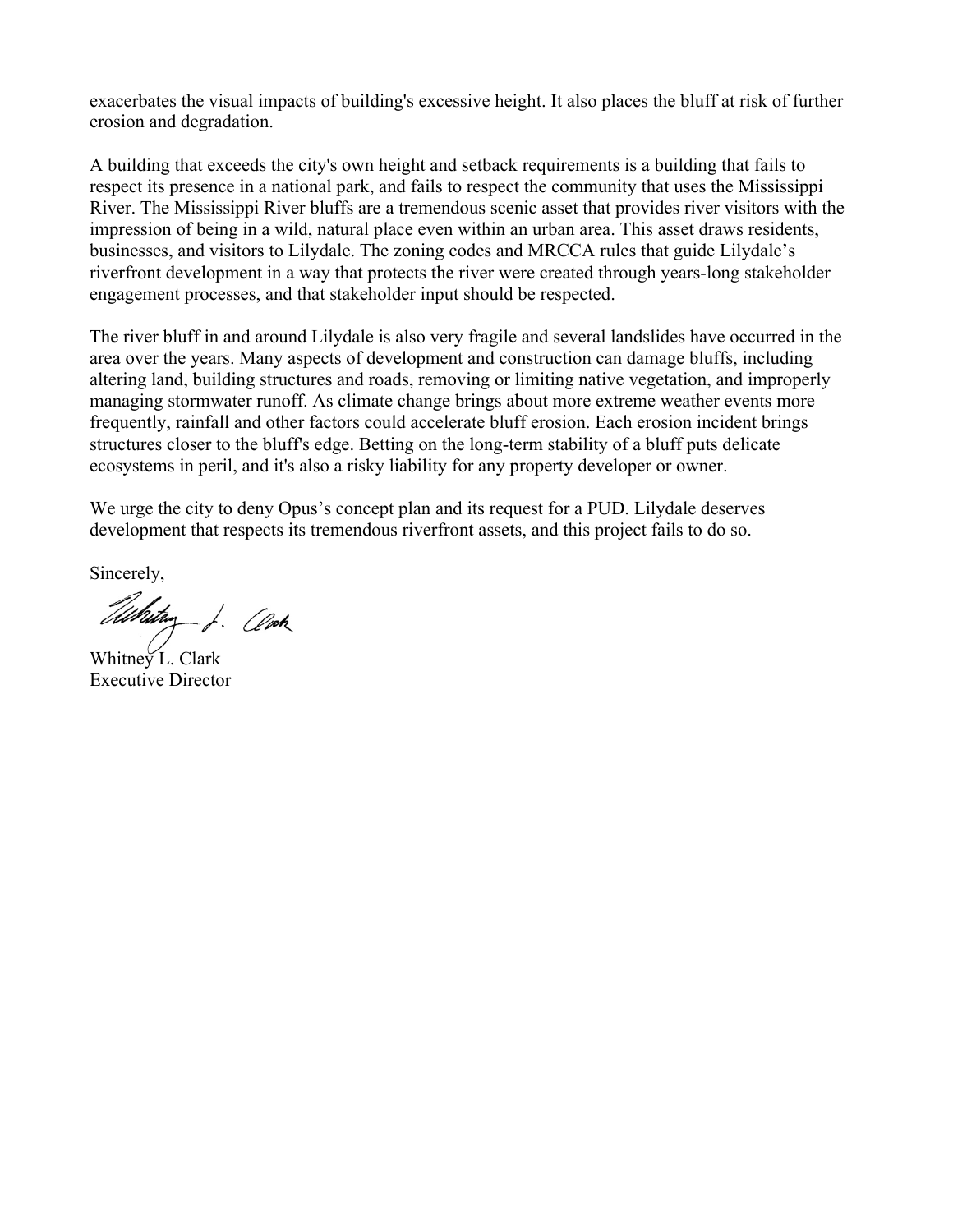exacerbates the visual impacts of building's excessive height. It also places the bluff at risk of further erosion and degradation.

A building that exceeds the city's own height and setback requirements is a building that fails to respect its presence in a national park, and fails to respect the community that uses the Mississippi River. The Mississippi River bluffs are a tremendous scenic asset that provides river visitors with the impression of being in a wild, natural place even within an urban area. This asset draws residents, businesses, and visitors to Lilydale. The zoning codes and MRCCA rules that guide Lilydale's riverfront development in a way that protects the river were created through years-long stakeholder engagement processes, and that stakeholder input should be respected.

The river bluff in and around Lilydale is also very fragile and several landslides have occurred in the area over the years. Many aspects of development and construction can damage bluffs, including altering land, building structures and roads, removing or limiting native vegetation, and improperly managing stormwater runoff. As climate change brings about more extreme weather events more frequently, rainfall and other factors could accelerate bluff erosion. Each erosion incident brings structures closer to the bluff's edge. Betting on the long-term stability of a bluff puts delicate ecosystems in peril, and it's also a risky liability for any property developer or owner.

We urge the city to deny Opus's concept plan and its request for a PUD. Lilydale deserves development that respects its tremendous riverfront assets, and this project fails to do so.

Sincerely,

Whitney L. Clark
Executive Director